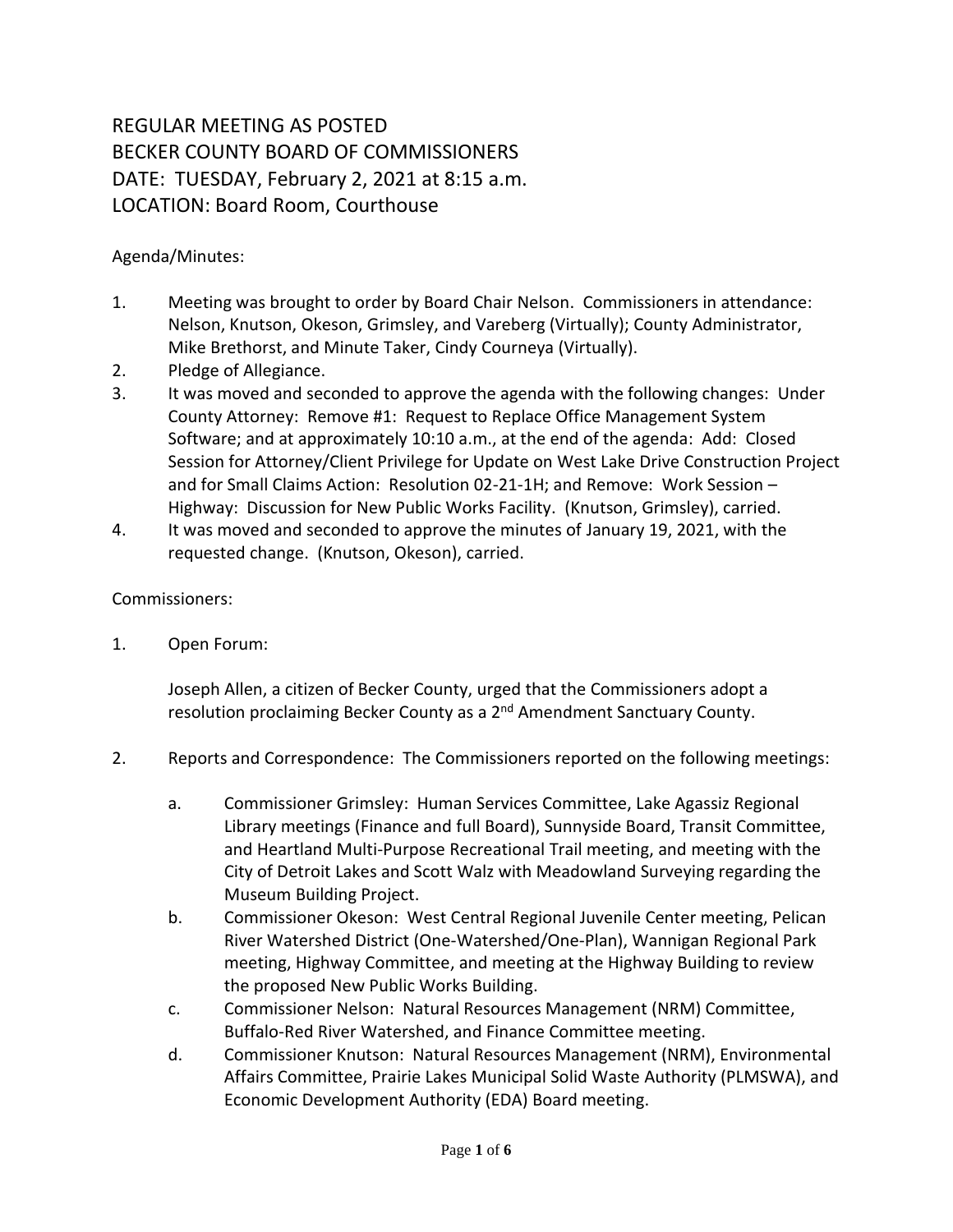REGULAR MEETING AS POSTED
BECKER COUNTY BOARD OF COMMISSIONERS
DATE: TUESDAY, February 2, 2021 at 8:15 a.m.
LOCATION: Board Room, Courthouse

Agenda/Minutes:

1. Meeting was brought to order by Board Chair Nelson. Commissioners in attendance: Nelson, Knutson, Okeson, Grimsley, and Vareberg (Virtually); County Administrator, Mike Brethorst, and Minute Taker, Cindy Courneya (Virtually).
2. Pledge of Allegiance.
3. It was moved and seconded to approve the agenda with the following changes: Under County Attorney: Remove #1: Request to Replace Office Management System Software; and at approximately 10:10 a.m., at the end of the agenda: Add: Closed Session for Attorney/Client Privilege for Update on West Lake Drive Construction Project and for Small Claims Action: Resolution 02-21-1H; and Remove: Work Session – Highway: Discussion for New Public Works Facility. (Knutson, Grimsley), carried.
4. It was moved and seconded to approve the minutes of January 19, 2021, with the requested change. (Knutson, Okeson), carried.

Commissioners:

1. Open Forum:

   Joseph Allen, a citizen of Becker County, urged that the Commissioners adopt a resolution proclaiming Becker County as a 2nd Amendment Sanctuary County.

2. Reports and Correspondence: The Commissioners reported on the following meetings:

   a. Commissioner Grimsley: Human Services Committee, Lake Agassiz Regional Library meetings (Finance and full Board), Sunnyside Board, Transit Committee, and Heartland Multi-Purpose Recreational Trail meeting, and meeting with the City of Detroit Lakes and Scott Walz with Meadowland Surveying regarding the Museum Building Project.
   b. Commissioner Okeson: West Central Regional Juvenile Center meeting, Pelican River Watershed District (One-Watershed/One-Plan), Wannigan Regional Park meeting, Highway Committee, and meeting at the Highway Building to review the proposed New Public Works Building.
   c. Commissioner Nelson: Natural Resources Management (NRM) Committee, Buffalo-Red River Watershed, and Finance Committee meeting.
   d. Commissioner Knutson: Natural Resources Management (NRM), Environmental Affairs Committee, Prairie Lakes Municipal Solid Waste Authority (PLMSWA), and Economic Development Authority (EDA) Board meeting.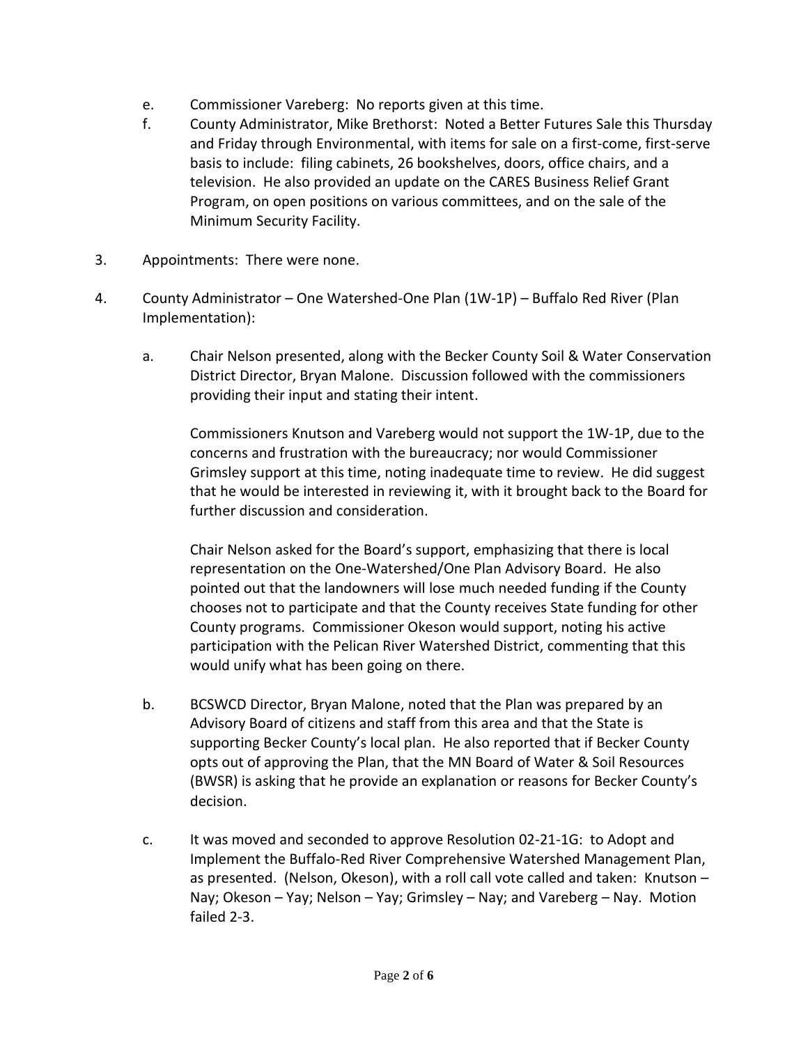e. Commissioner Vareberg: No reports given at this time.

f. County Administrator, Mike Brethorst: Noted a Better Futures Sale this Thursday and Friday through Environmental, with items for sale on a first-come, first-serve basis to include: filing cabinets, 26 bookshelves, doors, office chairs, and a television. He also provided an update on the CARES Business Relief Grant Program, on open positions on various committees, and on the sale of the Minimum Security Facility.

3. Appointments: There were none.

4. County Administrator – One Watershed-One Plan (1W-1P) – Buffalo Red River (Plan Implementation):

   a. Chair Nelson presented, along with the Becker County Soil & Water Conservation District Director, Bryan Malone. Discussion followed with the commissioners providing their input and stating their intent.

      Commissioners Knutson and Vareberg would not support the 1W-1P, due to the concerns and frustration with the bureaucracy; nor would Commissioner Grimsley support at this time, noting inadequate time to review. He did suggest that he would be interested in reviewing it, with it brought back to the Board for further discussion and consideration.

      Chair Nelson asked for the Board's support, emphasizing that there is local representation on the One-Watershed/One Plan Advisory Board. He also pointed out that the landowners will lose much needed funding if the County chooses not to participate and that the County receives State funding for other County programs. Commissioner Okeson would support, noting his active participation with the Pelican River Watershed District, commenting that this would unify what has been going on there.

   b. BCSWCD Director, Bryan Malone, noted that the Plan was prepared by an Advisory Board of citizens and staff from this area and that the State is supporting Becker County's local plan. He also reported that if Becker County opts out of approving the Plan, that the MN Board of Water & Soil Resources (BWSR) is asking that he provide an explanation or reasons for Becker County's decision.

   c. It was moved and seconded to approve Resolution 02-21-1G: to Adopt and Implement the Buffalo-Red River Comprehensive Watershed Management Plan, as presented. (Nelson, Okeson), with a roll call vote called and taken: Knutson – Nay; Okeson – Yay; Nelson – Yay; Grimsley – Nay; and Vareberg – Nay. Motion failed 2-3.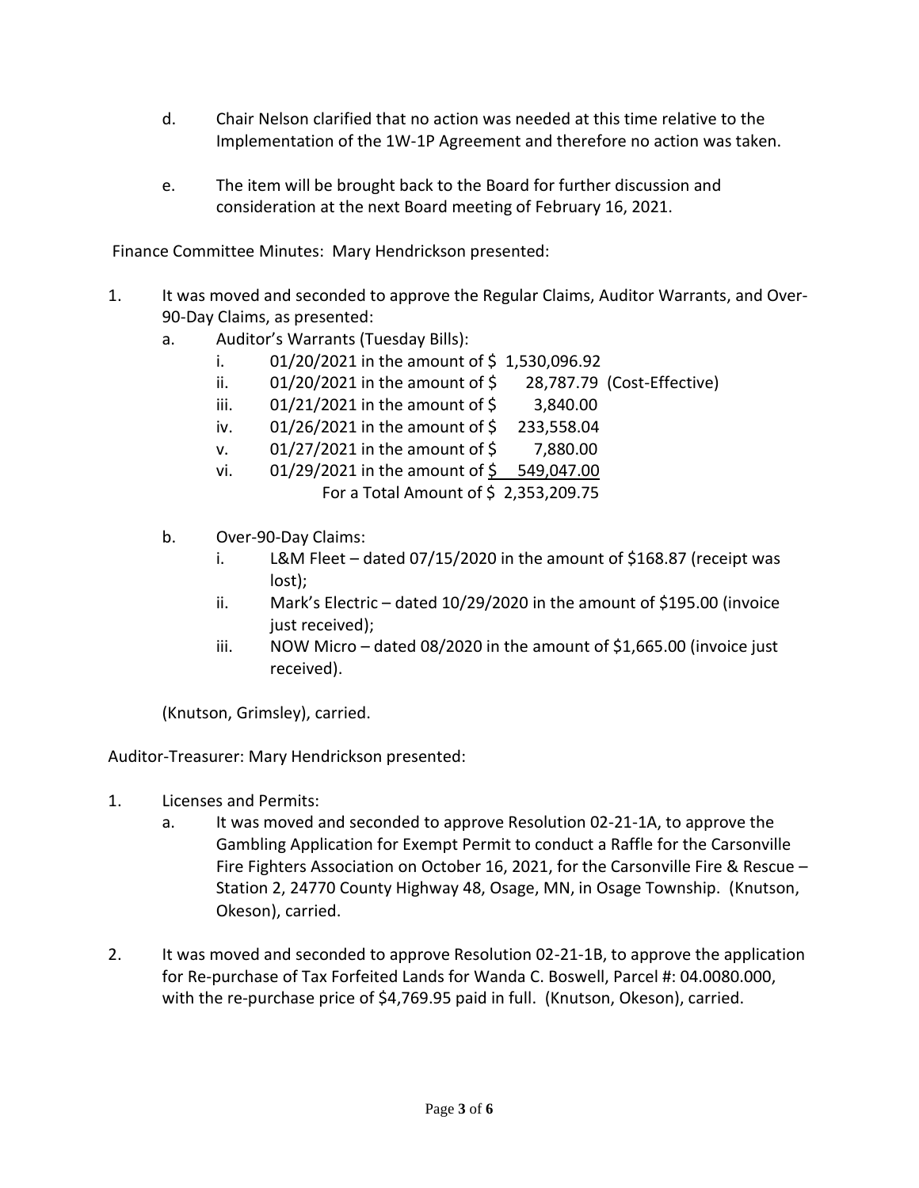d. Chair Nelson clarified that no action was needed at this time relative to the Implementation of the 1W-1P Agreement and therefore no action was taken.

e. The item will be brought back to the Board for further discussion and consideration at the next Board meeting of February 16, 2021.

Finance Committee Minutes: Mary Hendrickson presented:

1. It was moved and seconded to approve the Regular Claims, Auditor Warrants, and Over-90-Day Claims, as presented:
   a. Auditor's Warrants (Tuesday Bills):
      i. 01/20/2021 in the amount of $ 1,530,096.92
      ii. 01/20/2021 in the amount of $ 28,787.79 (Cost-Effective)
      iii. 01/21/2021 in the amount of $ 3,840.00
      iv. 01/26/2021 in the amount of $ 233,558.04
      v. 01/27/2021 in the amount of $ 7,880.00
      vi. 01/29/2021 in the amount of $ 549,047.00
      
      For a Total Amount of $ 2,353,209.75
   b. Over-90-Day Claims:
      i. L&M Fleet – dated 07/15/2020 in the amount of $168.87 (receipt was lost);
      ii. Mark's Electric – dated 10/29/2020 in the amount of $195.00 (invoice just received);
      iii. NOW Micro – dated 08/2020 in the amount of $1,665.00 (invoice just received).

   (Knutson, Grimsley), carried.

Auditor-Treasurer: Mary Hendrickson presented:

1. Licenses and Permits:
   a. It was moved and seconded to approve Resolution 02-21-1A, to approve the Gambling Application for Exempt Permit to conduct a Raffle for the Carsonville Fire Fighters Association on October 16, 2021, for the Carsonville Fire & Rescue – Station 2, 24770 County Highway 48, Osage, MN, in Osage Township. (Knutson, Okeson), carried.

2. It was moved and seconded to approve Resolution 02-21-1B, to approve the application for Re-purchase of Tax Forfeited Lands for Wanda C. Boswell, Parcel #: 04.0080.000, with the re-purchase price of $4,769.95 paid in full. (Knutson, Okeson), carried.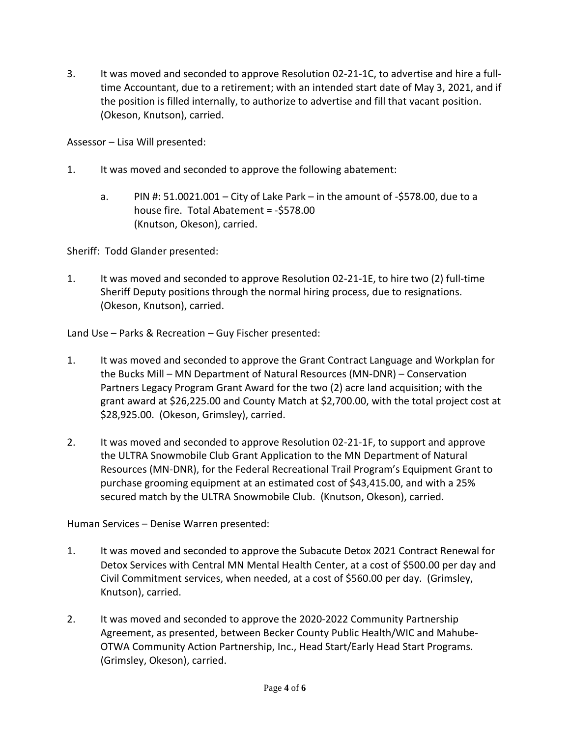3. It was moved and seconded to approve Resolution 02-21-1C, to advertise and hire a full-time Accountant, due to a retirement; with an intended start date of May 3, 2021, and if the position is filled internally, to authorize to advertise and fill that vacant position. (Okeson, Knutson), carried.

Assessor – Lisa Will presented:

1. It was moved and seconded to approve the following abatement:

   a. PIN #: 51.0021.001 – City of Lake Park – in the amount of -$578.00, due to a house fire. Total Abatement = -$578.00 (Knutson, Okeson), carried.

Sheriff: Todd Glander presented:

1. It was moved and seconded to approve Resolution 02-21-1E, to hire two (2) full-time Sheriff Deputy positions through the normal hiring process, due to resignations. (Okeson, Knutson), carried.

Land Use – Parks & Recreation – Guy Fischer presented:

1. It was moved and seconded to approve the Grant Contract Language and Workplan for the Bucks Mill – MN Department of Natural Resources (MN-DNR) – Conservation Partners Legacy Program Grant Award for the two (2) acre land acquisition; with the grant award at $26,225.00 and County Match at $2,700.00, with the total project cost at $28,925.00. (Okeson, Grimsley), carried.

2. It was moved and seconded to approve Resolution 02-21-1F, to support and approve the ULTRA Snowmobile Club Grant Application to the MN Department of Natural Resources (MN-DNR), for the Federal Recreational Trail Program's Equipment Grant to purchase grooming equipment at an estimated cost of $43,415.00, and with a 25% secured match by the ULTRA Snowmobile Club. (Knutson, Okeson), carried.

Human Services – Denise Warren presented:

1. It was moved and seconded to approve the Subacute Detox 2021 Contract Renewal for Detox Services with Central MN Mental Health Center, at a cost of $500.00 per day and Civil Commitment services, when needed, at a cost of $560.00 per day. (Grimsley, Knutson), carried.

2. It was moved and seconded to approve the 2020-2022 Community Partnership Agreement, as presented, between Becker County Public Health/WIC and Mahube-OTWA Community Action Partnership, Inc., Head Start/Early Head Start Programs. (Grimsley, Okeson), carried.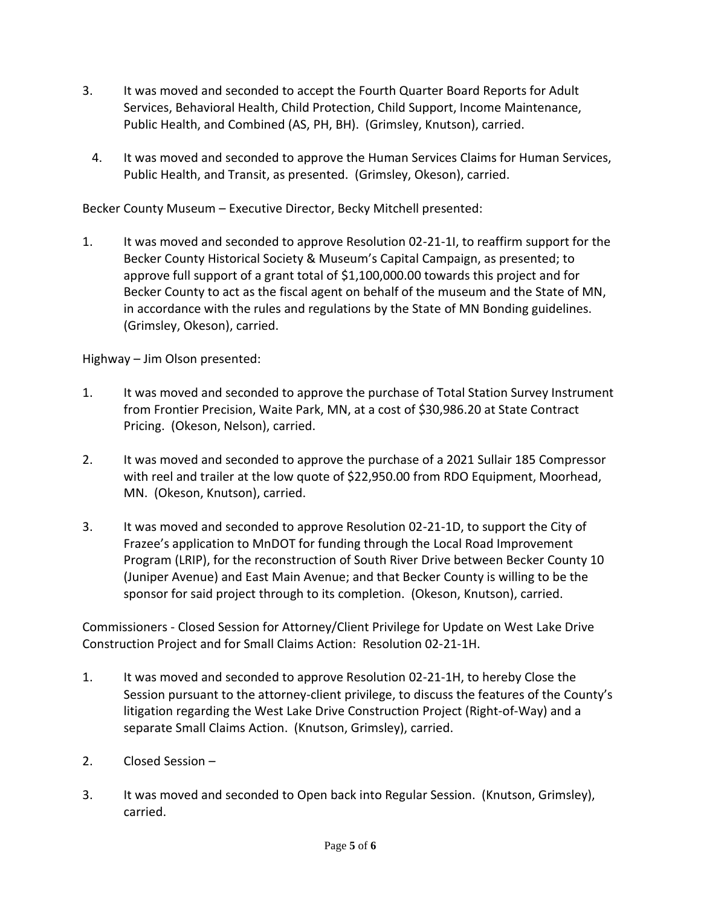3. It was moved and seconded to accept the Fourth Quarter Board Reports for Adult Services, Behavioral Health, Child Protection, Child Support, Income Maintenance, Public Health, and Combined (AS, PH, BH). (Grimsley, Knutson), carried.

4. It was moved and seconded to approve the Human Services Claims for Human Services, Public Health, and Transit, as presented. (Grimsley, Okeson), carried.

Becker County Museum – Executive Director, Becky Mitchell presented:

1. It was moved and seconded to approve Resolution 02-21-1I, to reaffirm support for the Becker County Historical Society & Museum's Capital Campaign, as presented; to approve full support of a grant total of $1,100,000.00 towards this project and for Becker County to act as the fiscal agent on behalf of the museum and the State of MN, in accordance with the rules and regulations by the State of MN Bonding guidelines. (Grimsley, Okeson), carried.

Highway – Jim Olson presented:

1. It was moved and seconded to approve the purchase of Total Station Survey Instrument from Frontier Precision, Waite Park, MN, at a cost of $30,986.20 at State Contract Pricing. (Okeson, Nelson), carried.

2. It was moved and seconded to approve the purchase of a 2021 Sullair 185 Compressor with reel and trailer at the low quote of $22,950.00 from RDO Equipment, Moorhead, MN. (Okeson, Knutson), carried.

3. It was moved and seconded to approve Resolution 02-21-1D, to support the City of Frazee's application to MnDOT for funding through the Local Road Improvement Program (LRIP), for the reconstruction of South River Drive between Becker County 10 (Juniper Avenue) and East Main Avenue; and that Becker County is willing to be the sponsor for said project through to its completion. (Okeson, Knutson), carried.

Commissioners - Closed Session for Attorney/Client Privilege for Update on West Lake Drive Construction Project and for Small Claims Action: Resolution 02-21-1H.

1. It was moved and seconded to approve Resolution 02-21-1H, to hereby Close the Session pursuant to the attorney-client privilege, to discuss the features of the County's litigation regarding the West Lake Drive Construction Project (Right-of-Way) and a separate Small Claims Action. (Knutson, Grimsley), carried.

2. Closed Session –

3. It was moved and seconded to Open back into Regular Session. (Knutson, Grimsley), carried.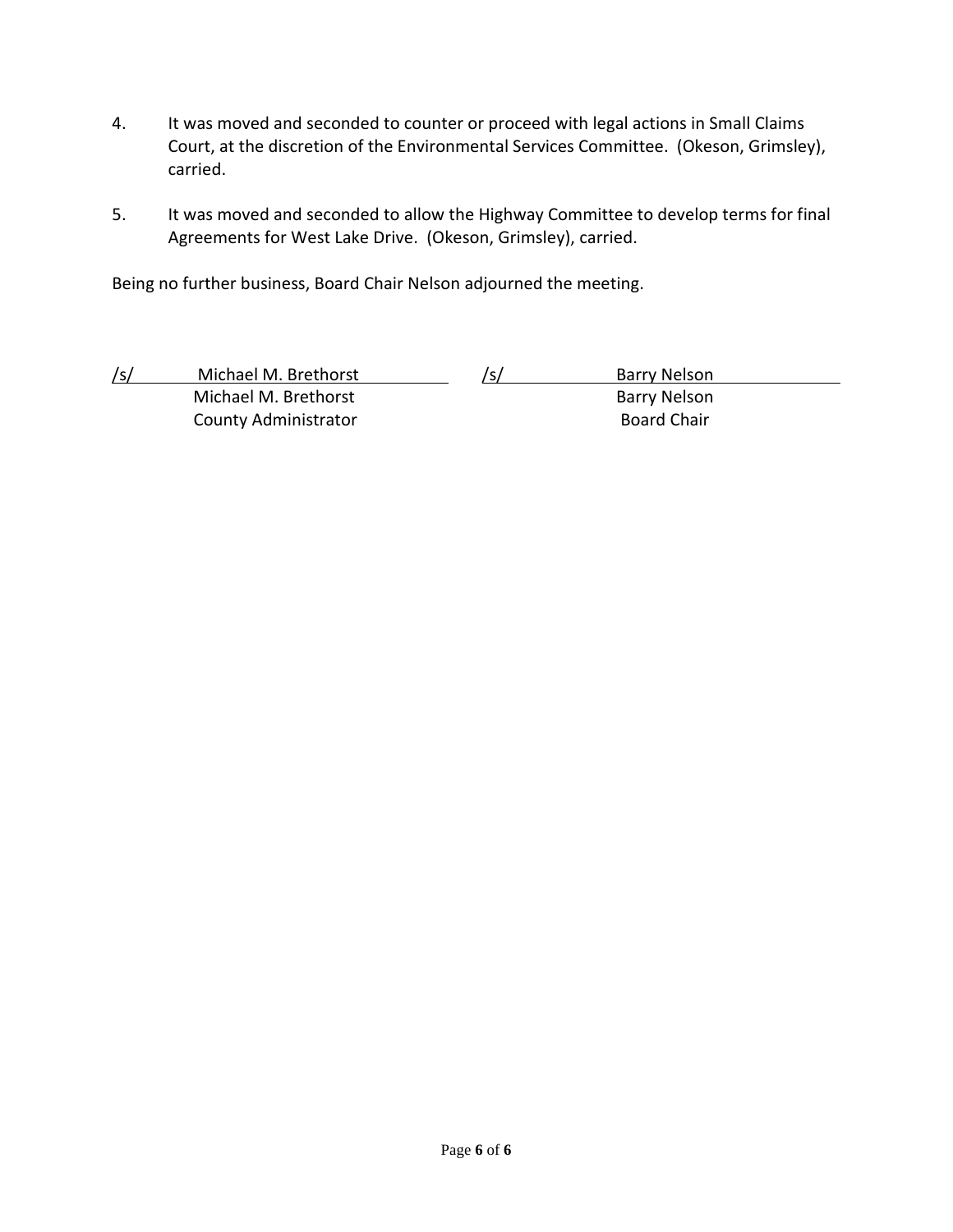4. It was moved and seconded to counter or proceed with legal actions in Small Claims Court, at the discretion of the Environmental Services Committee. (Okeson, Grimsley), carried.

5. It was moved and seconded to allow the Highway Committee to develop terms for final Agreements for West Lake Drive. (Okeson, Grimsley), carried.

Being no further business, Board Chair Nelson adjourned the meeting.

| | |
|---|---|
| /s/ Michael M. Brethorst | /s/ Barry Nelson |
| Michael M. Brethorst | Barry Nelson |
| County Administrator | Board Chair |